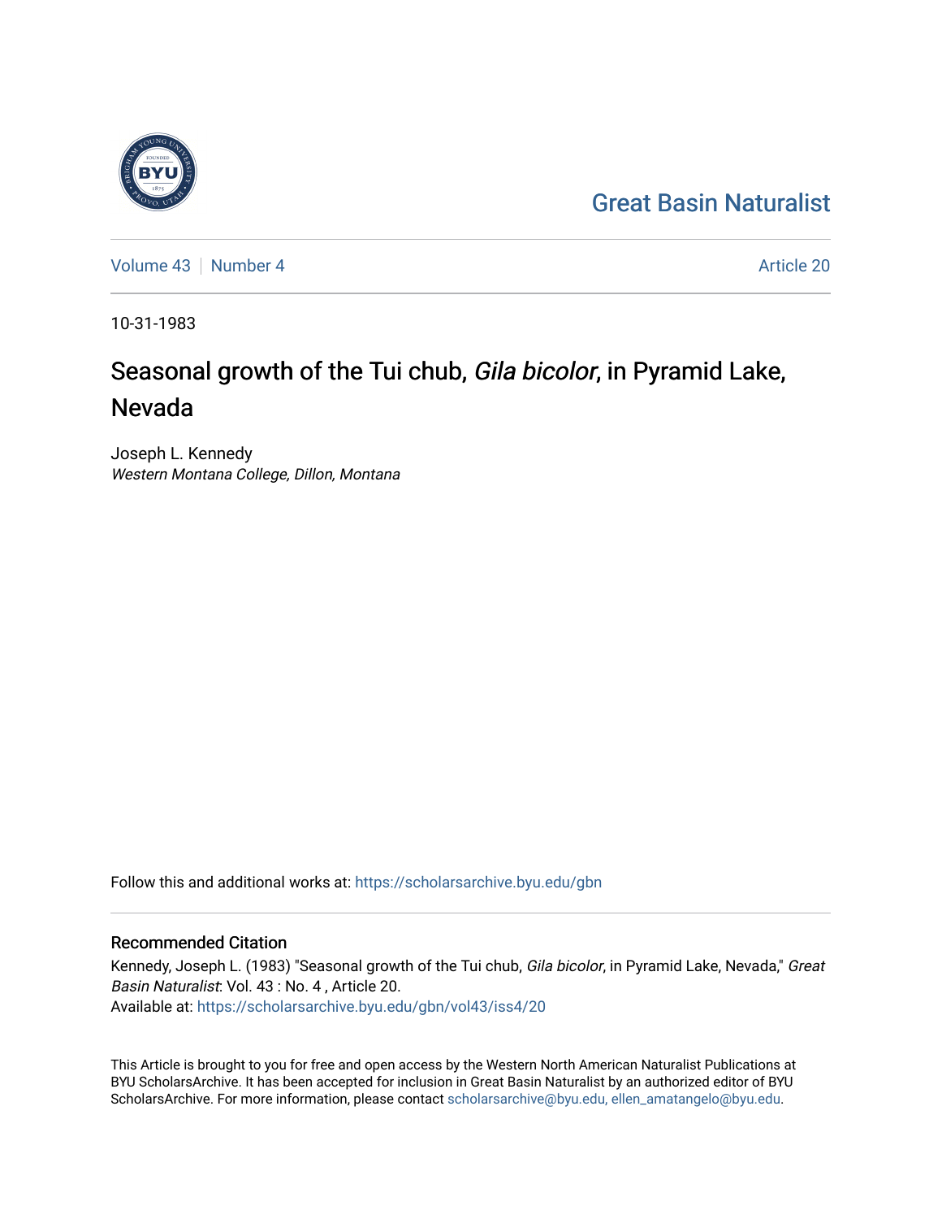Great Basin Naturalist

Volume 43 | Number 4 Article 20

10-31-1983

# Seasonal growth of the Tui chub, *Gila bicolor*, in Pyramid Lake, Nevada

Joseph L. Kennedy
*Western Montana College, Dillon, Montana*

Follow this and additional works at: https://scholarsarchive.byu.edu/gbn

## Recommended Citation

Kennedy, Joseph L. (1983) "Seasonal growth of the Tui chub, *Gila bicolor*, in Pyramid Lake, Nevada," *Great Basin Naturalist*: Vol. 43 : No. 4 , Article 20.
Available at: https://scholarsarchive.byu.edu/gbn/vol43/iss4/20

This Article is brought to you for free and open access by the Western North American Naturalist Publications at BYU ScholarsArchive. It has been accepted for inclusion in Great Basin Naturalist by an authorized editor of BYU ScholarsArchive. For more information, please contact scholarsarchive@byu.edu, ellen_amatangelo@byu.edu.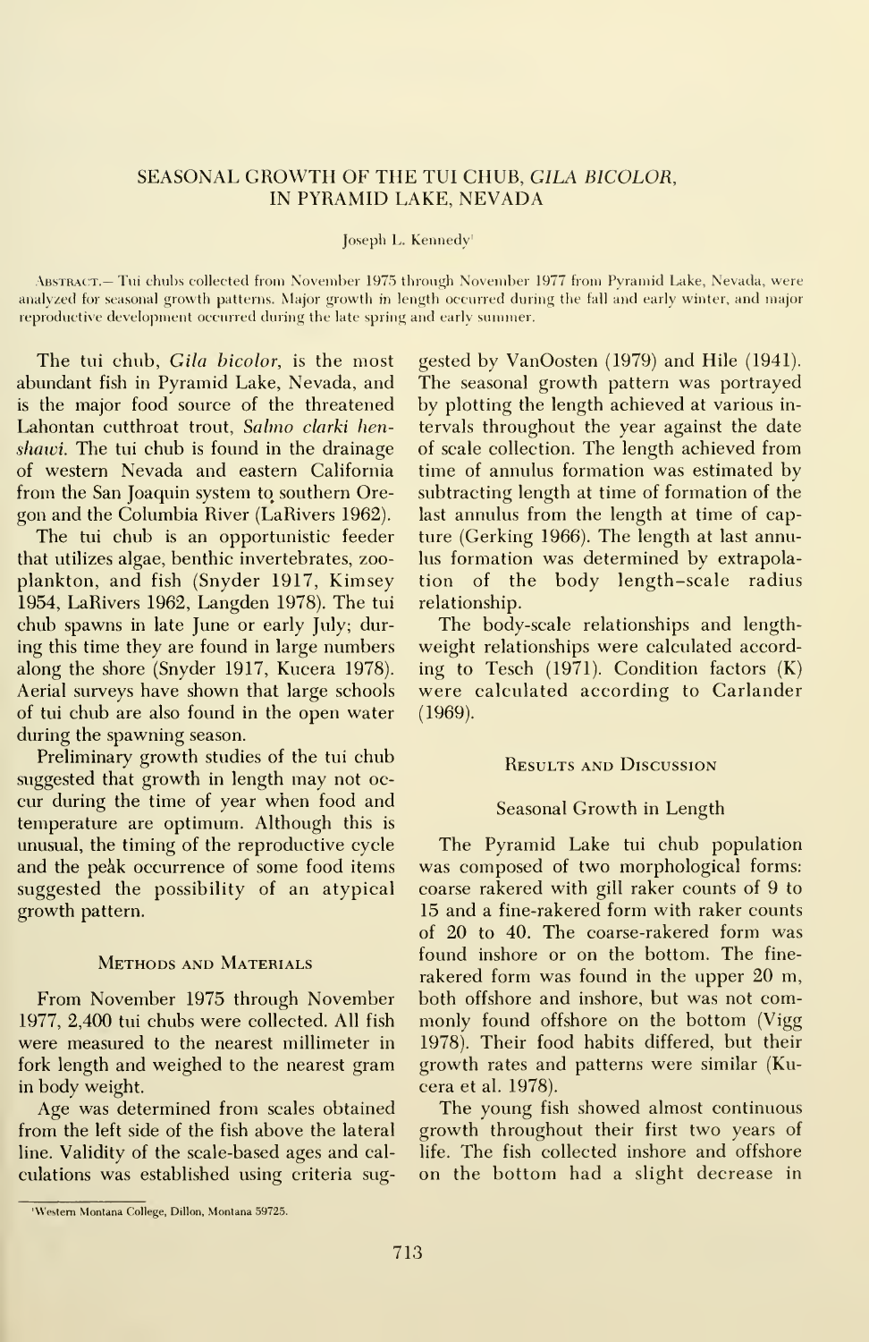# SEASONAL GROWTH OF THE TUI CHUB, *GILA BICOLOR*, IN PYRAMID LAKE, NEVADA

Joseph L. Kennedy[1]

ABSTRACT.— Tui chubs collected from November 1975 through November 1977 from Pyramid Lake, Nevada, were analyzed for seasonal growth patterns. Major growth in length occurred during the fall and early winter, and major reproductive development occurred during the late spring and early summer.

The tui chub, *Gila bicolor*, is the most abundant fish in Pyramid Lake, Nevada, and is the major food source of the threatened Lahontan cutthroat trout, *Salmo clarki henshawi*. The tui chub is found in the drainage of western Nevada and eastern California from the San Joaquin system to southern Oregon and the Columbia River (LaRivers 1962).

The tui chub is an opportunistic feeder that utilizes algae, benthic invertebrates, zooplankton, and fish (Snyder 1917, Kimsey 1954, LaRivers 1962, Langden 1978). The tui chub spawns in late June or early July; during this time they are found in large numbers along the shore (Snyder 1917, Kucera 1978). Aerial surveys have shown that large schools of tui chub are also found in the open water during the spawning season.

Preliminary growth studies of the tui chub suggested that growth in length may not occur during the time of year when food and temperature are optimum. Although this is unusual, the timing of the reproductive cycle and the peak occurrence of some food items suggested the possibility of an atypical growth pattern.

## METHODS AND MATERIALS

From November 1975 through November 1977, 2,400 tui chubs were collected. All fish were measured to the nearest millimeter in fork length and weighed to the nearest gram in body weight.

Age was determined from scales obtained from the left side of the fish above the lateral line. Validity of the scale-based ages and calculations was established using criteria suggested by VanOosten (1979) and Hile (1941). The seasonal growth pattern was portrayed by plotting the length achieved at various intervals throughout the year against the date of scale collection. The length achieved from time of annulus formation was estimated by subtracting length at time of formation of the last annulus from the length at time of capture (Gerking 1966). The length at last annulus formation was determined by extrapolation of the body length–scale radius relationship.

The body-scale relationships and length-weight relationships were calculated according to Tesch (1971). Condition factors (K) were calculated according to Carlander (1969).

## RESULTS AND DISCUSSION

### Seasonal Growth in Length

The Pyramid Lake tui chub population was composed of two morphological forms: coarse rakered with gill raker counts of 9 to 15 and a fine-rakered form with raker counts of 20 to 40. The coarse-rakered form was found inshore or on the bottom. The fine-rakered form was found in the upper 20 m, both offshore and inshore, but was not commonly found offshore on the bottom (Vigg 1978). Their food habits differed, but their growth rates and patterns were similar (Kucera et al. 1978).

The young fish showed almost continuous growth throughout their first two years of life. The fish collected inshore and offshore on the bottom had a slight decrease in

[1] Western Montana College, Dillon, Montana 59725.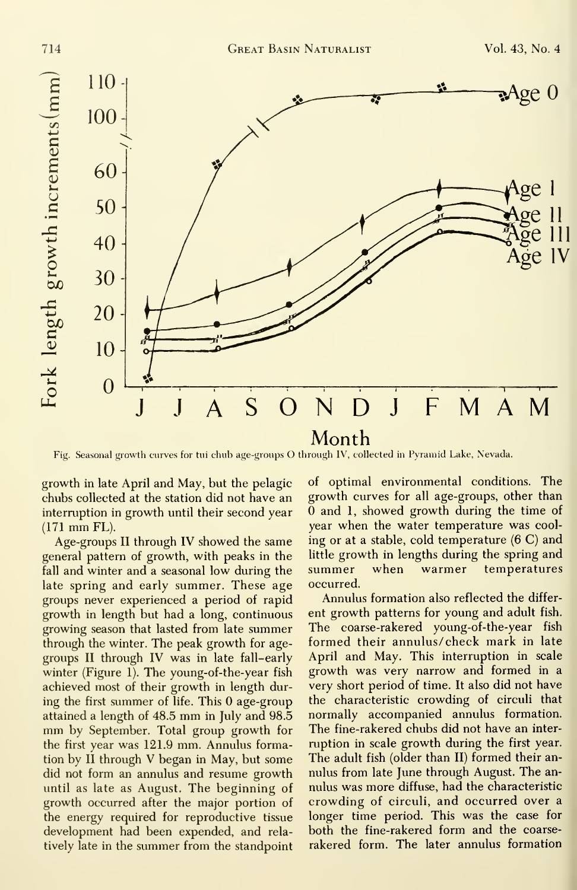Fig. Seasonal growth curves for tui chub age-groups O through IV, collected in Pyramid Lake, Nevada.

growth in late April and May, but the pelagic chubs collected at the station did not have an interruption in growth until their second year (171 mm FL).

Age-groups II through IV showed the same general pattern of growth, with peaks in the fall and winter and a seasonal low during the late spring and early summer. These age groups never experienced a period of rapid growth in length but had a long, continuous growing season that lasted from late summer through the winter. The peak growth for age-groups II through IV was in late fall–early winter (Figure 1). The young-of-the-year fish achieved most of their growth in length during the first summer of life. This 0 age-group attained a length of 48.5 mm in July and 98.5 mm by September. Total group growth for the first year was 121.9 mm. Annulus formation by II through V began in May, but some did not form an annulus and resume growth until as late as August. The beginning of growth occurred after the major portion of the energy required for reproductive tissue development had been expended, and relatively late in the summer from the standpoint of optimal environmental conditions. The growth curves for all age-groups, other than 0 and 1, showed growth during the time of year when the water temperature was cooling or at a stable, cold temperature (6 C) and little growth in lengths during the spring and summer when warmer temperatures occurred.

Annulus formation also reflected the different growth patterns for young and adult fish. The coarse-rakered young-of-the-year fish formed their annulus/check mark in late April and May. This interruption in scale growth was very narrow and formed in a very short period of time. It also did not have the characteristic crowding of circuli that normally accompanied annulus formation. The fine-rakered chubs did not have an interruption in scale growth during the first year. The adult fish (older than II) formed their annulus from late June through August. The annulus was more diffuse, had the characteristic crowding of circuli, and occurred over a longer time period. This was the case for both the fine-rakered form and the coarse-rakered form. The later annulus formation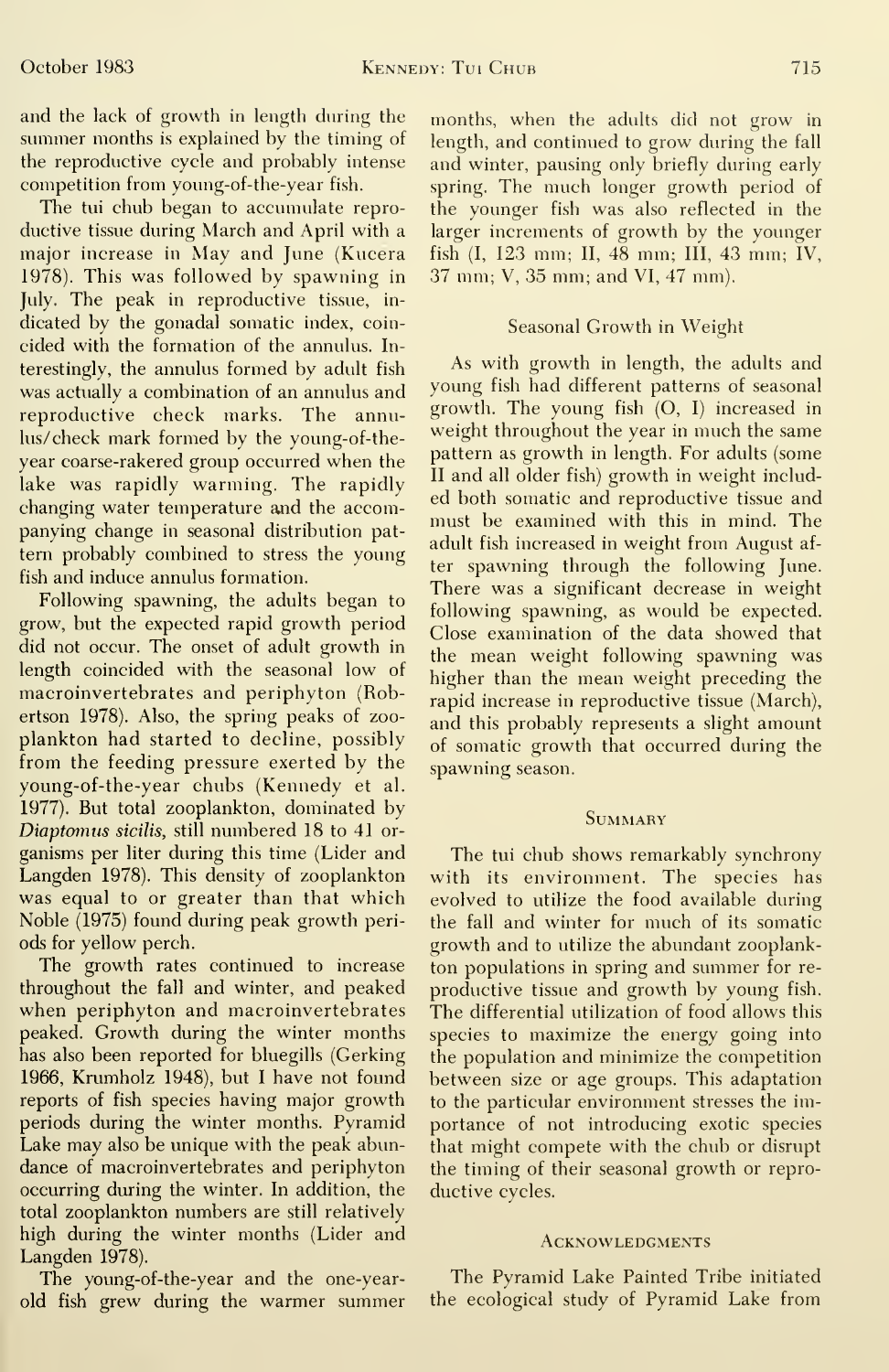and the lack of growth in length during the summer months is explained by the timing of the reproductive cycle and probably intense competition from young-of-the-year fish.

The tui chub began to accumulate reproductive tissue during March and April with a major increase in May and June (Kucera 1978). This was followed by spawning in July. The peak in reproductive tissue, indicated by the gonadal somatic index, coincided with the formation of the annulus. Interestingly, the annulus formed by adult fish was actually a combination of an annulus and reproductive check marks. The annulus/check mark formed by the young-of-the-year coarse-rakered group occurred when the lake was rapidly warming. The rapidly changing water temperature and the accompanying change in seasonal distribution pattern probably combined to stress the young fish and induce annulus formation.

Following spawning, the adults began to grow, but the expected rapid growth period did not occur. The onset of adult growth in length coincided with the seasonal low of macroinvertebrates and periphyton (Robertson 1978). Also, the spring peaks of zooplankton had started to decline, possibly from the feeding pressure exerted by the young-of-the-year chubs (Kennedy et al. 1977). But total zooplankton, dominated by *Diaptomus sicilis*, still numbered 18 to 41 organisms per liter during this time (Lider and Langden 1978). This density of zooplankton was equal to or greater than that which Noble (1975) found during peak growth periods for yellow perch.

The growth rates continued to increase throughout the fall and winter, and peaked when periphyton and macroinvertebrates peaked. Growth during the winter months has also been reported for bluegills (Gerking 1966, Krumholz 1948), but I have not found reports of fish species having major growth periods during the winter months. Pyramid Lake may also be unique with the peak abundance of macroinvertebrates and periphyton occurring during the winter. In addition, the total zooplankton numbers are still relatively high during the winter months (Lider and Langden 1978).

The young-of-the-year and the one-year-old fish grew during the warmer summer months, when the adults did not grow in length, and continued to grow during the fall and winter, pausing only briefly during early spring. The much longer growth period of the younger fish was also reflected in the larger increments of growth by the younger fish (I, 123 mm; II, 48 mm; III, 43 mm; IV, 37 mm; V, 35 mm; and VI, 47 mm).

### Seasonal Growth in Weight

As with growth in length, the adults and young fish had different patterns of seasonal growth. The young fish (O, I) increased in weight throughout the year in much the same pattern as growth in length. For adults (some II and all older fish) growth in weight included both somatic and reproductive tissue and must be examined with this in mind. The adult fish increased in weight from August after spawning through the following June. There was a significant decrease in weight following spawning, as would be expected. Close examination of the data showed that the mean weight following spawning was higher than the mean weight preceding the rapid increase in reproductive tissue (March), and this probably represents a slight amount of somatic growth that occurred during the spawning season.

## Summary

The tui chub shows remarkably synchrony with its environment. The species has evolved to utilize the food available during the fall and winter for much of its somatic growth and to utilize the abundant zooplankton populations in spring and summer for reproductive tissue and growth by young fish. The differential utilization of food allows this species to maximize the energy going into the population and minimize the competition between size or age groups. This adaptation to the particular environment stresses the importance of not introducing exotic species that might compete with the chub or disrupt the timing of their seasonal growth or reproductive cycles.

## Acknowledgments

The Pyramid Lake Painted Tribe initiated the ecological study of Pyramid Lake from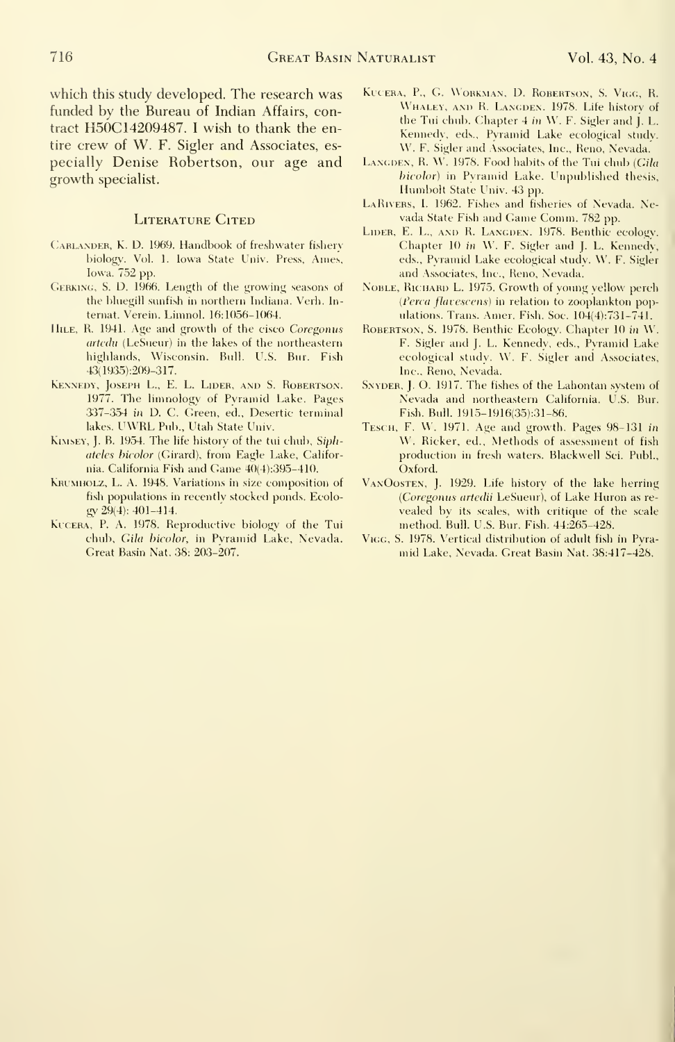which this study developed. The research was funded by the Bureau of Indian Affairs, contract H50C14209487. I wish to thank the entire crew of W. F. Sigler and Associates, especially Denise Robertson, our age and growth specialist.

## Literature Cited

Carlander, K. D. 1969. Handbook of freshwater fishery biology. Vol. 1. Iowa State Univ. Press, Ames, Iowa. 752 pp.

Gerking, S. D. 1966. Length of the growing seasons of the bluegill sunfish in northern Indiana. Verh. Internat. Verein. Limnol. 16:1056–1064.

Hile, R. 1941. Age and growth of the cisco *Coregonus artedu* (LeSueur) in the lakes of the northeastern highlands, Wisconsin. Bull. U.S. Bur. Fish 43(1935):209–317.

Kennedy, Joseph L., E. L. Lider, and S. Robertson. 1977. The limnology of Pyramid Lake. Pages 337–354 *in* D. C. Green, ed., Desertic terminal lakes. UWRL Pub., Utah State Univ.

Kimsey, J. B. 1954. The life history of the tui chub, *Siphateles bicolor* (Girard), from Eagle Lake, California. California Fish and Game 40(4):395–410.

Krumholz, L. A. 1948. Variations in size composition of fish populations in recently stocked ponds. Ecology 29(4): 401–414.

Kucera, P. A. 1978. Reproductive biology of the Tui chub, *Gila bicolor*, in Pyramid Lake, Nevada. Great Basin Nat. 38: 203–207.

Kucera, P., G. Workman, D. Robertson, S. Vigg, R. Whaley, and R. Langden. 1978. Life history of the Tui chub. Chapter 4 *in* W. F. Sigler and J. L. Kennedy, eds., Pyramid Lake ecological study. W. F. Sigler and Associates, Inc., Reno, Nevada.

Langden, R. W. 1978. Food habits of the Tui chub (*Gila bicolor*) in Pyramid Lake. Unpublished thesis, Humboldt State Univ. 43 pp.

LaRivers, I. 1962. Fishes and fisheries of Nevada. Nevada State Fish and Game Comm. 782 pp.

Lider, E. L., and R. Langden. 1978. Benthic ecology. Chapter 10 *in* W. F. Sigler and J. L. Kennedy, eds., Pyramid Lake ecological study. W. F. Sigler and Associates, Inc., Reno, Nevada.

Noble, Richard L. 1975. Growth of young yellow perch (*Perca flavescens*) in relation to zooplankton populations. Trans. Amer. Fish. Soc. 104(4):731–741.

Robertson, S. 1978. Benthic Ecology. Chapter 10 *in* W. F. Sigler and J. L. Kennedy, eds., Pyramid Lake ecological study. W. F. Sigler and Associates, Inc., Reno, Nevada.

Snyder, J. O. 1917. The fishes of the Lahontan system of Nevada and northeastern California. U.S. Bur. Fish. Bull. 1915–1916(35):31–86.

Tesch, F. W. 1971. Age and growth. Pages 98–131 *in* W. Ricker, ed., Methods of assessment of fish production in fresh waters. Blackwell Sci. Publ., Oxford.

VanOosten, J. 1929. Life history of the lake herring (*Coregonus artedii* LeSueur), of Lake Huron as revealed by its scales, with critique of the scale method. Bull. U.S. Bur. Fish. 44:265–428.

Vigg, S. 1978. Vertical distribution of adult fish in Pyramid Lake, Nevada. Great Basin Nat. 38:417–428.